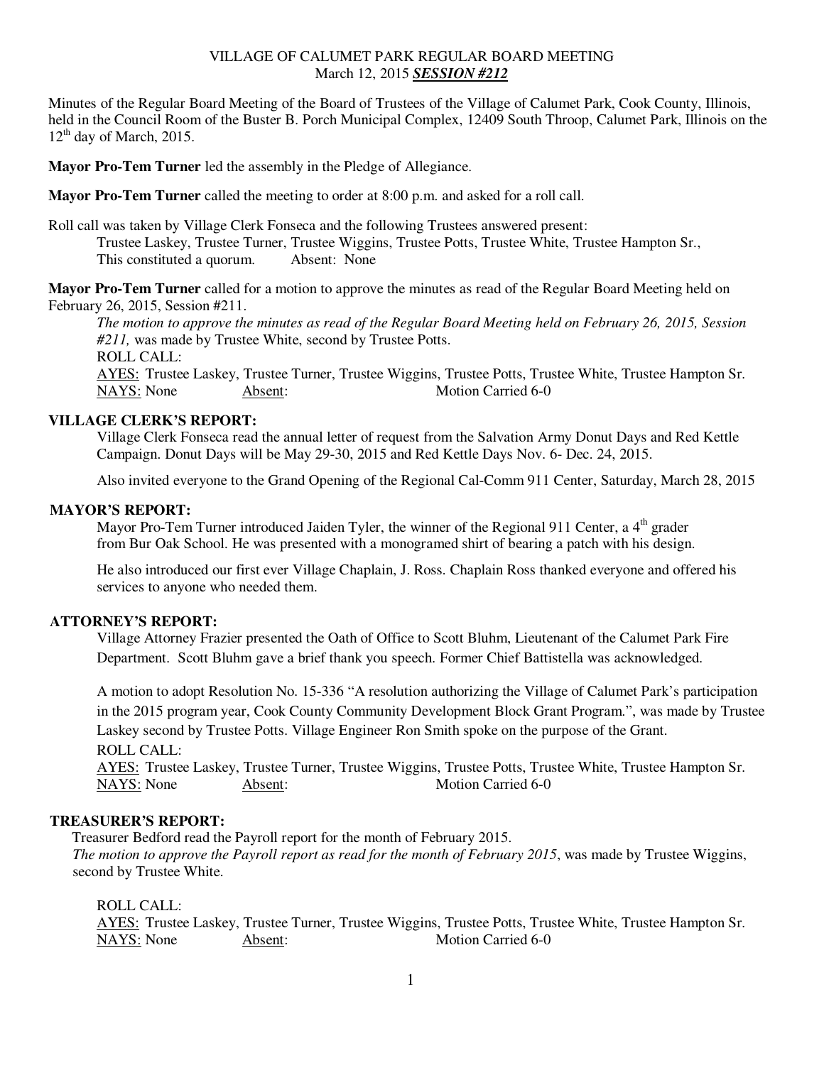VILLAGE OF CALUMET PARK REGULAR BOARD MEETING
March 12, 2015 ***SESSION #212***

Minutes of the Regular Board Meeting of the Board of Trustees of the Village of Calumet Park, Cook County, Illinois, held in the Council Room of the Buster B. Porch Municipal Complex, 12409 South Throop, Calumet Park, Illinois on the 12th day of March, 2015.

**Mayor Pro-Tem Turner** led the assembly in the Pledge of Allegiance.

**Mayor Pro-Tem Turner** called the meeting to order at 8:00 p.m. and asked for a roll call.

Roll call was taken by Village Clerk Fonseca and the following Trustees answered present:
Trustee Laskey, Trustee Turner, Trustee Wiggins, Trustee Potts, Trustee White, Trustee Hampton Sr.,
This constituted a quorum. Absent: None

**Mayor Pro-Tem Turner** called for a motion to approve the minutes as read of the Regular Board Meeting held on February 26, 2015, Session #211.

*The motion to approve the minutes as read of the Regular Board Meeting held on February 26, 2015, Session #211,* was made by Trustee White, second by Trustee Potts.
ROLL CALL:
AYES: Trustee Laskey, Trustee Turner, Trustee Wiggins, Trustee Potts, Trustee White, Trustee Hampton Sr.
NAYS: None Absent: Motion Carried 6-0

**VILLAGE CLERK'S REPORT:**

Village Clerk Fonseca read the annual letter of request from the Salvation Army Donut Days and Red Kettle Campaign. Donut Days will be May 29-30, 2015 and Red Kettle Days Nov. 6- Dec. 24, 2015.

Also invited everyone to the Grand Opening of the Regional Cal-Comm 911 Center, Saturday, March 28, 2015

**MAYOR'S REPORT:**

Mayor Pro-Tem Turner introduced Jaiden Tyler, the winner of the Regional 911 Center, a 4th grader from Bur Oak School. He was presented with a monogramed shirt of bearing a patch with his design.

He also introduced our first ever Village Chaplain, J. Ross. Chaplain Ross thanked everyone and offered his services to anyone who needed them.

**ATTORNEY'S REPORT:**

Village Attorney Frazier presented the Oath of Office to Scott Bluhm, Lieutenant of the Calumet Park Fire Department. Scott Bluhm gave a brief thank you speech. Former Chief Battistella was acknowledged.

A motion to adopt Resolution No. 15-336 "A resolution authorizing the Village of Calumet Park's participation in the 2015 program year, Cook County Community Development Block Grant Program.", was made by Trustee Laskey second by Trustee Potts. Village Engineer Ron Smith spoke on the purpose of the Grant.
ROLL CALL:
AYES: Trustee Laskey, Trustee Turner, Trustee Wiggins, Trustee Potts, Trustee White, Trustee Hampton Sr.
NAYS: None Absent: Motion Carried 6-0

**TREASURER'S REPORT:**

Treasurer Bedford read the Payroll report for the month of February 2015.
*The motion to approve the Payroll report as read for the month of February 2015*, was made by Trustee Wiggins, second by Trustee White.

ROLL CALL:
AYES: Trustee Laskey, Trustee Turner, Trustee Wiggins, Trustee Potts, Trustee White, Trustee Hampton Sr.
NAYS: None Absent: Motion Carried 6-0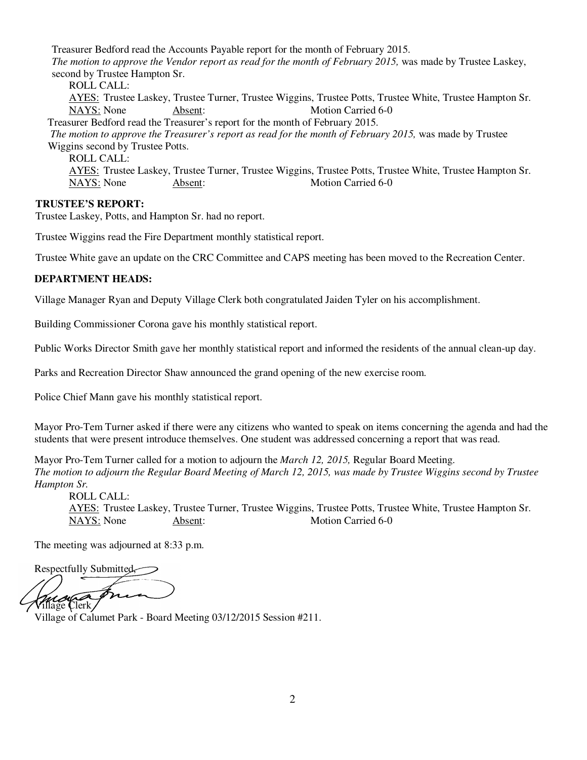Treasurer Bedford read the Accounts Payable report for the month of February 2015.

*The motion to approve the Vendor report as read for the month of February 2015,* was made by Trustee Laskey, second by Trustee Hampton Sr.

ROLL CALL:

AYES: Trustee Laskey, Trustee Turner, Trustee Wiggins, Trustee Potts, Trustee White, Trustee Hampton Sr.

NAYS: None   Absent:   Motion Carried 6-0

Treasurer Bedford read the Treasurer's report for the month of February 2015.

*The motion to approve the Treasurer's report as read for the month of February 2015,* was made by Trustee Wiggins second by Trustee Potts.

ROLL CALL:

AYES: Trustee Laskey, Trustee Turner, Trustee Wiggins, Trustee Potts, Trustee White, Trustee Hampton Sr.

NAYS: None   Absent:   Motion Carried 6-0

**TRUSTEE'S REPORT:**

Trustee Laskey, Potts, and Hampton Sr. had no report.

Trustee Wiggins read the Fire Department monthly statistical report.

Trustee White gave an update on the CRC Committee and CAPS meeting has been moved to the Recreation Center.

**DEPARTMENT HEADS:**

Village Manager Ryan and Deputy Village Clerk both congratulated Jaiden Tyler on his accomplishment.

Building Commissioner Corona gave his monthly statistical report.

Public Works Director Smith gave her monthly statistical report and informed the residents of the annual clean-up day.

Parks and Recreation Director Shaw announced the grand opening of the new exercise room.

Police Chief Mann gave his monthly statistical report.

Mayor Pro-Tem Turner asked if there were any citizens who wanted to speak on items concerning the agenda and had the students that were present introduce themselves. One student was addressed concerning a report that was read.

Mayor Pro-Tem Turner called for a motion to adjourn the *March 12, 2015,* Regular Board Meeting.

*The motion to adjourn the Regular Board Meeting of March 12, 2015, was made by Trustee Wiggins second by Trustee Hampton Sr.*

ROLL CALL:

AYES: Trustee Laskey, Trustee Turner, Trustee Wiggins, Trustee Potts, Trustee White, Trustee Hampton Sr.

NAYS: None   Absent:   Motion Carried 6-0

The meeting was adjourned at 8:33 p.m.

Respectfully Submitted,

Village Clerk

Village of Calumet Park - Board Meeting 03/12/2015 Session #211.